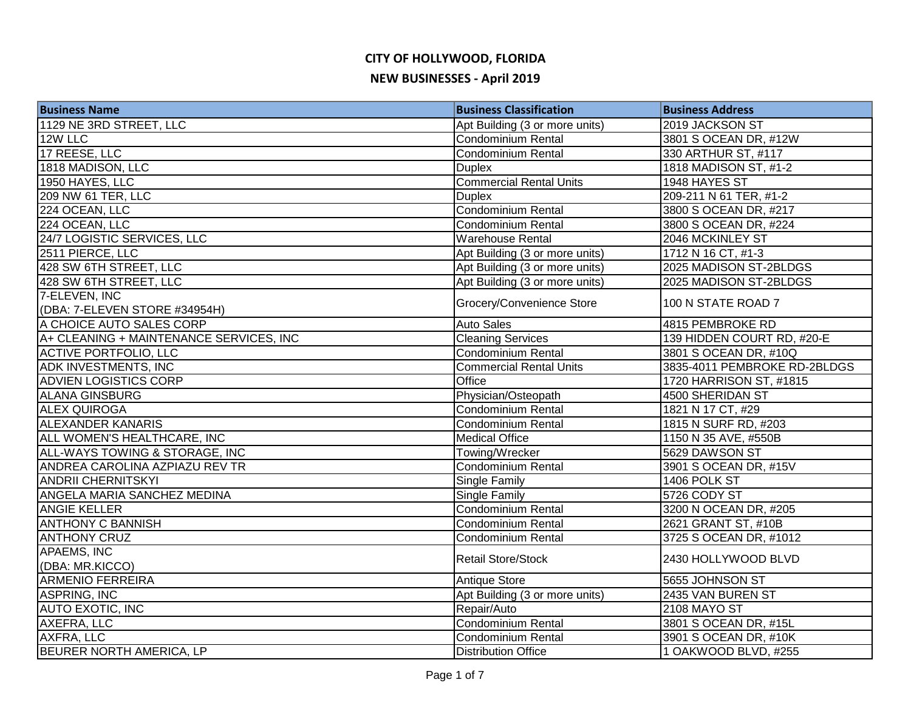# CITY OF HOLLYWOOD, FLORIDA

## NEW BUSINESSES - April 2019

| Business Name | Business Classification | Business Address |
|---|---|---|
| 1129 NE 3RD STREET, LLC | Apt Building (3 or more units) | 2019 JACKSON ST |
| 12W LLC | Condominium Rental | 3801 S OCEAN DR, #12W |
| 17 REESE, LLC | Condominium Rental | 330 ARTHUR ST, #117 |
| 1818 MADISON, LLC | Duplex | 1818 MADISON ST, #1-2 |
| 1950 HAYES, LLC | Commercial Rental Units | 1948 HAYES ST |
| 209 NW 61 TER, LLC | Duplex | 209-211 N 61 TER, #1-2 |
| 224 OCEAN, LLC | Condominium Rental | 3800 S OCEAN DR, #217 |
| 224 OCEAN, LLC | Condominium Rental | 3800 S OCEAN DR, #224 |
| 24/7 LOGISTIC SERVICES, LLC | Warehouse Rental | 2046 MCKINLEY ST |
| 2511 PIERCE, LLC | Apt Building (3 or more units) | 1712 N 16 CT, #1-3 |
| 428 SW 6TH STREET, LLC | Apt Building (3 or more units) | 2025 MADISON ST-2BLDGS |
| 428 SW 6TH STREET, LLC | Apt Building (3 or more units) | 2025 MADISON ST-2BLDGS |
| 7-ELEVEN, INC (DBA: 7-ELEVEN STORE #34954H) | Grocery/Convenience Store | 100 N STATE ROAD 7 |
| A CHOICE AUTO SALES CORP | Auto Sales | 4815 PEMBROKE RD |
| A+ CLEANING + MAINTENANCE SERVICES, INC | Cleaning Services | 139 HIDDEN COURT RD, #20-E |
| ACTIVE PORTFOLIO, LLC | Condominium Rental | 3801 S OCEAN DR, #10Q |
| ADK INVESTMENTS, INC | Commercial Rental Units | 3835-4011 PEMBROKE RD-2BLDGS |
| ADVIEN LOGISTICS CORP | Office | 1720 HARRISON ST, #1815 |
| ALANA GINSBURG | Physician/Osteopath | 4500 SHERIDAN ST |
| ALEX QUIROGA | Condominium Rental | 1821 N 17 CT, #29 |
| ALEXANDER KANARIS | Condominium Rental | 1815 N SURF RD, #203 |
| ALL WOMEN'S HEALTHCARE, INC | Medical Office | 1150 N 35 AVE, #550B |
| ALL-WAYS TOWING & STORAGE, INC | Towing/Wrecker | 5629 DAWSON ST |
| ANDREA CAROLINA AZPIAZU REV TR | Condominium Rental | 3901 S OCEAN DR, #15V |
| ANDRII CHERNITSKYI | Single Family | 1406 POLK ST |
| ANGELA MARIA SANCHEZ MEDINA | Single Family | 5726 CODY ST |
| ANGIE KELLER | Condominium Rental | 3200 N OCEAN DR, #205 |
| ANTHONY C BANNISH | Condominium Rental | 2621 GRANT ST, #10B |
| ANTHONY CRUZ | Condominium Rental | 3725 S OCEAN DR, #1012 |
| APAEMS, INC (DBA: MR.KICCO) | Retail Store/Stock | 2430 HOLLYWOOD BLVD |
| ARMENIO FERREIRA | Antique Store | 5655 JOHNSON ST |
| ASPRING, INC | Apt Building (3 or more units) | 2435 VAN BUREN ST |
| AUTO EXOTIC, INC | Repair/Auto | 2108 MAYO ST |
| AXEFRA, LLC | Condominium Rental | 3801 S OCEAN DR, #15L |
| AXFRA, LLC | Condominium Rental | 3901 S OCEAN DR, #10K |
| BEURER NORTH AMERICA, LP | Distribution Office | 1 OAKWOOD BLVD, #255 |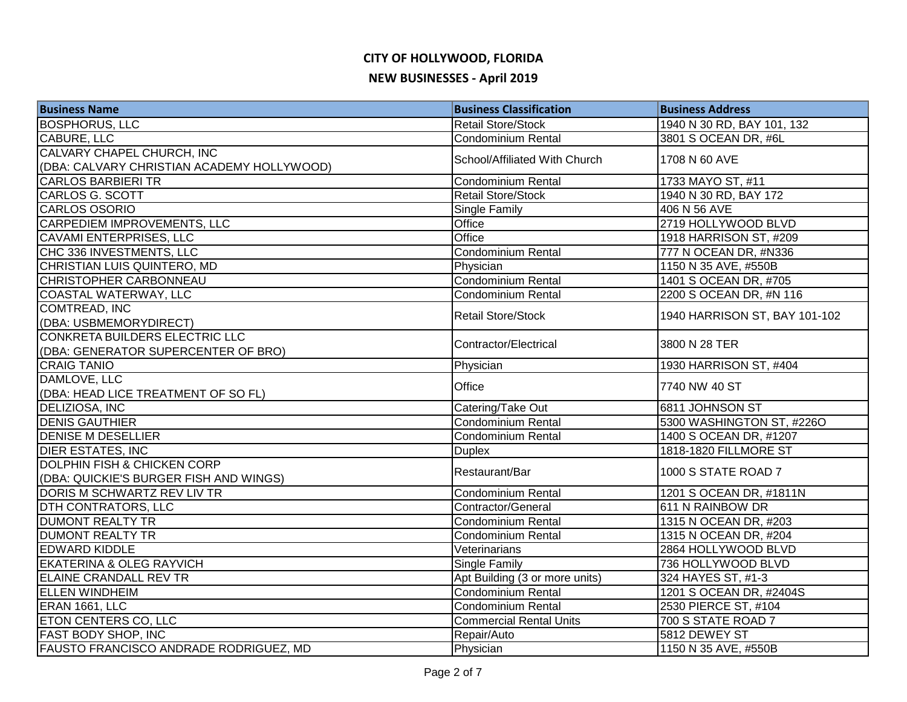# CITY OF HOLLYWOOD, FLORIDA

## NEW BUSINESSES - April 2019

| Business Name | Business Classification | Business Address |
|---|---|---|
| BOSPHORUS, LLC | Retail Store/Stock | 1940 N 30 RD, BAY 101, 132 |
| CABURE, LLC | Condominium Rental | 3801 S OCEAN DR, #6L |
| CALVARY CHAPEL CHURCH, INC (DBA: CALVARY CHRISTIAN ACADEMY HOLLYWOOD) | School/Affiliated With Church | 1708 N 60 AVE |
| CARLOS BARBIERI TR | Condominium Rental | 1733 MAYO ST, #11 |
| CARLOS G. SCOTT | Retail Store/Stock | 1940 N 30 RD, BAY 172 |
| CARLOS OSORIO | Single Family | 406 N 56 AVE |
| CARPEDIEM IMPROVEMENTS, LLC | Office | 2719 HOLLYWOOD BLVD |
| CAVAMI ENTERPRISES, LLC | Office | 1918 HARRISON ST, #209 |
| CHC 336 INVESTMENTS, LLC | Condominium Rental | 777 N OCEAN DR, #N336 |
| CHRISTIAN LUIS QUINTERO, MD | Physician | 1150 N 35 AVE, #550B |
| CHRISTOPHER CARBONNEAU | Condominium Rental | 1401 S OCEAN DR, #705 |
| COASTAL WATERWAY, LLC | Condominium Rental | 2200 S OCEAN DR, #N 116 |
| COMTREAD, INC (DBA: USBMEMORYDIRECT) | Retail Store/Stock | 1940 HARRISON ST, BAY 101-102 |
| CONKRETA BUILDERS ELECTRIC LLC (DBA: GENERATOR SUPERCENTER OF BRO) | Contractor/Electrical | 3800 N 28 TER |
| CRAIG TANIO | Physician | 1930 HARRISON ST, #404 |
| DAMLOVE, LLC (DBA: HEAD LICE TREATMENT OF SO FL) | Office | 7740 NW 40 ST |
| DELIZIOSA, INC | Catering/Take Out | 6811 JOHNSON ST |
| DENIS GAUTHIER | Condominium Rental | 5300 WASHINGTON ST, #226O |
| DENISE M DESELLIER | Condominium Rental | 1400 S OCEAN DR, #1207 |
| DIER ESTATES, INC | Duplex | 1818-1820 FILLMORE ST |
| DOLPHIN FISH & CHICKEN CORP (DBA: QUICKIE'S BURGER FISH AND WINGS) | Restaurant/Bar | 1000 S STATE ROAD 7 |
| DORIS M SCHWARTZ REV LIV TR | Condominium Rental | 1201 S OCEAN DR, #1811N |
| DTH CONTRATORS, LLC | Contractor/General | 611 N RAINBOW DR |
| DUMONT REALTY TR | Condominium Rental | 1315 N OCEAN DR, #203 |
| DUMONT REALTY TR | Condominium Rental | 1315 N OCEAN DR, #204 |
| EDWARD KIDDLE | Veterinarians | 2864 HOLLYWOOD BLVD |
| EKATERINA & OLEG RAYVICH | Single Family | 736 HOLLYWOOD BLVD |
| ELAINE CRANDALL REV TR | Apt Building (3 or more units) | 324 HAYES ST, #1-3 |
| ELLEN WINDHEIM | Condominium Rental | 1201 S OCEAN DR, #2404S |
| ERAN 1661, LLC | Condominium Rental | 2530 PIERCE ST, #104 |
| ETON CENTERS CO, LLC | Commercial Rental Units | 700 S STATE ROAD 7 |
| FAST BODY SHOP, INC | Repair/Auto | 5812 DEWEY ST |
| FAUSTO FRANCISCO ANDRADE RODRIGUEZ, MD | Physician | 1150 N 35 AVE, #550B |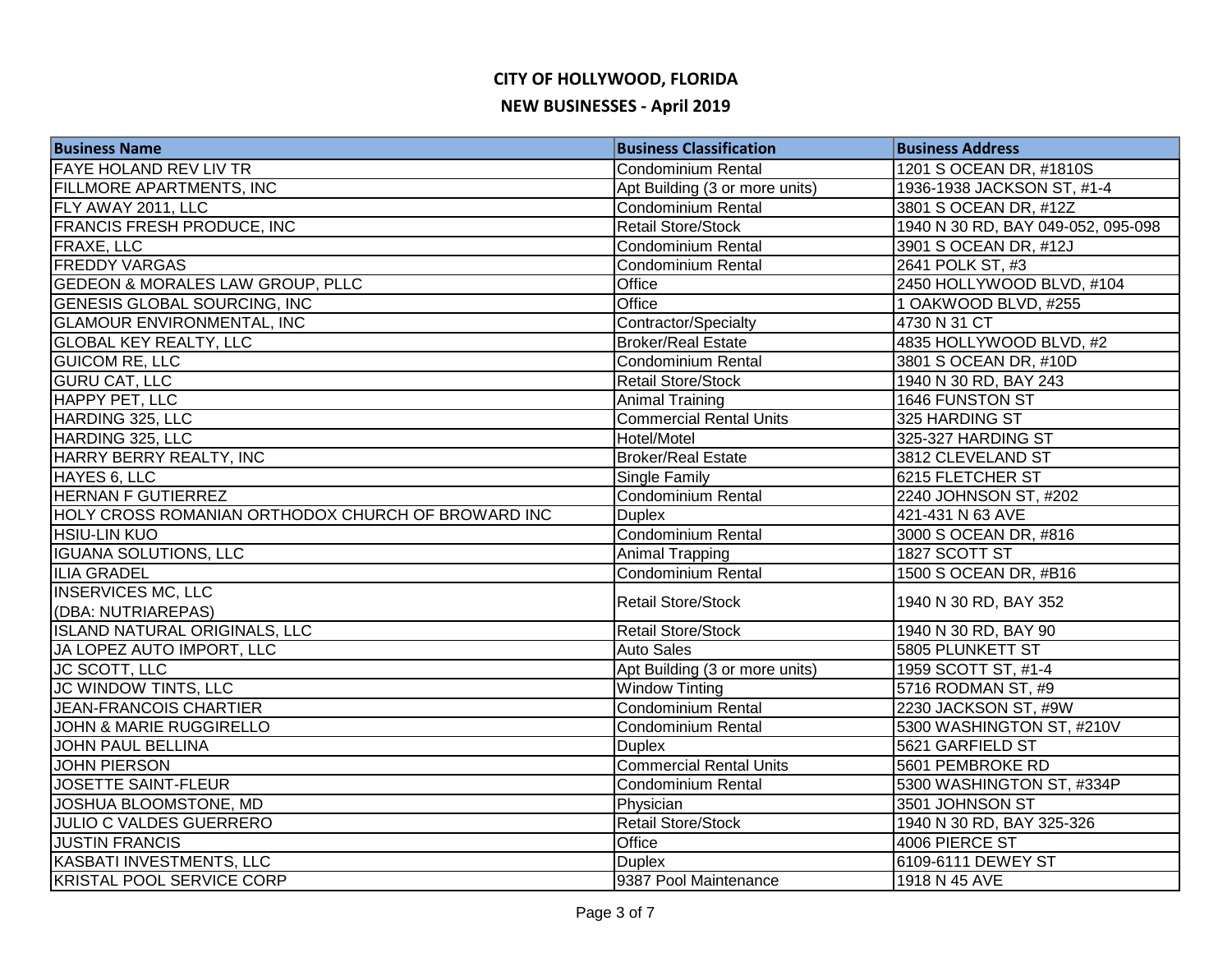# CITY OF HOLLYWOOD, FLORIDA

## NEW BUSINESSES - April 2019

| Business Name | Business Classification | Business Address |
|---|---|---|
| FAYE HOLAND REV LIV TR | Condominium Rental | 1201 S OCEAN DR, #1810S |
| FILLMORE APARTMENTS, INC | Apt Building (3 or more units) | 1936-1938 JACKSON ST, #1-4 |
| FLY AWAY 2011, LLC | Condominium Rental | 3801 S OCEAN DR, #12Z |
| FRANCIS FRESH PRODUCE, INC | Retail Store/Stock | 1940 N 30 RD, BAY 049-052, 095-098 |
| FRAXE, LLC | Condominium Rental | 3901 S OCEAN DR, #12J |
| FREDDY VARGAS | Condominium Rental | 2641 POLK ST, #3 |
| GEDEON & MORALES LAW GROUP, PLLC | Office | 2450 HOLLYWOOD BLVD, #104 |
| GENESIS GLOBAL SOURCING, INC | Office | 1 OAKWOOD BLVD, #255 |
| GLAMOUR ENVIRONMENTAL, INC | Contractor/Specialty | 4730 N 31 CT |
| GLOBAL KEY REALTY, LLC | Broker/Real Estate | 4835 HOLLYWOOD BLVD, #2 |
| GUICOM RE, LLC | Condominium Rental | 3801 S OCEAN DR, #10D |
| GURU CAT, LLC | Retail Store/Stock | 1940 N 30 RD, BAY 243 |
| HAPPY PET, LLC | Animal Training | 1646 FUNSTON ST |
| HARDING 325, LLC | Commercial Rental Units | 325 HARDING ST |
| HARDING 325, LLC | Hotel/Motel | 325-327 HARDING ST |
| HARRY BERRY REALTY, INC | Broker/Real Estate | 3812 CLEVELAND ST |
| HAYES 6, LLC | Single Family | 6215 FLETCHER ST |
| HERNAN F GUTIERREZ | Condominium Rental | 2240 JOHNSON ST, #202 |
| HOLY CROSS ROMANIAN ORTHODOX CHURCH OF BROWARD INC | Duplex | 421-431 N 63 AVE |
| HSIU-LIN KUO | Condominium Rental | 3000 S OCEAN DR, #816 |
| IGUANA SOLUTIONS, LLC | Animal Trapping | 1827 SCOTT ST |
| ILIA GRADEL | Condominium Rental | 1500 S OCEAN DR, #B16 |
| INSERVICES MC, LLC (DBA: NUTRIAREPAS) | Retail Store/Stock | 1940 N 30 RD, BAY 352 |
| ISLAND NATURAL ORIGINALS, LLC | Retail Store/Stock | 1940 N 30 RD, BAY 90 |
| JA LOPEZ AUTO IMPORT, LLC | Auto Sales | 5805 PLUNKETT ST |
| JC SCOTT, LLC | Apt Building (3 or more units) | 1959 SCOTT ST, #1-4 |
| JC WINDOW TINTS, LLC | Window Tinting | 5716 RODMAN ST, #9 |
| JEAN-FRANCOIS CHARTIER | Condominium Rental | 2230 JACKSON ST, #9W |
| JOHN & MARIE RUGGIRELLO | Condominium Rental | 5300 WASHINGTON ST, #210V |
| JOHN PAUL BELLINA | Duplex | 5621 GARFIELD ST |
| JOHN PIERSON | Commercial Rental Units | 5601 PEMBROKE RD |
| JOSETTE SAINT-FLEUR | Condominium Rental | 5300 WASHINGTON ST, #334P |
| JOSHUA BLOOMSTONE, MD | Physician | 3501 JOHNSON ST |
| JULIO C VALDES GUERRERO | Retail Store/Stock | 1940 N 30 RD, BAY 325-326 |
| JUSTIN FRANCIS | Office | 4006 PIERCE ST |
| KASBATI INVESTMENTS, LLC | Duplex | 6109-6111 DEWEY ST |
| KRISTAL POOL SERVICE CORP | 9387 Pool Maintenance | 1918 N 45 AVE |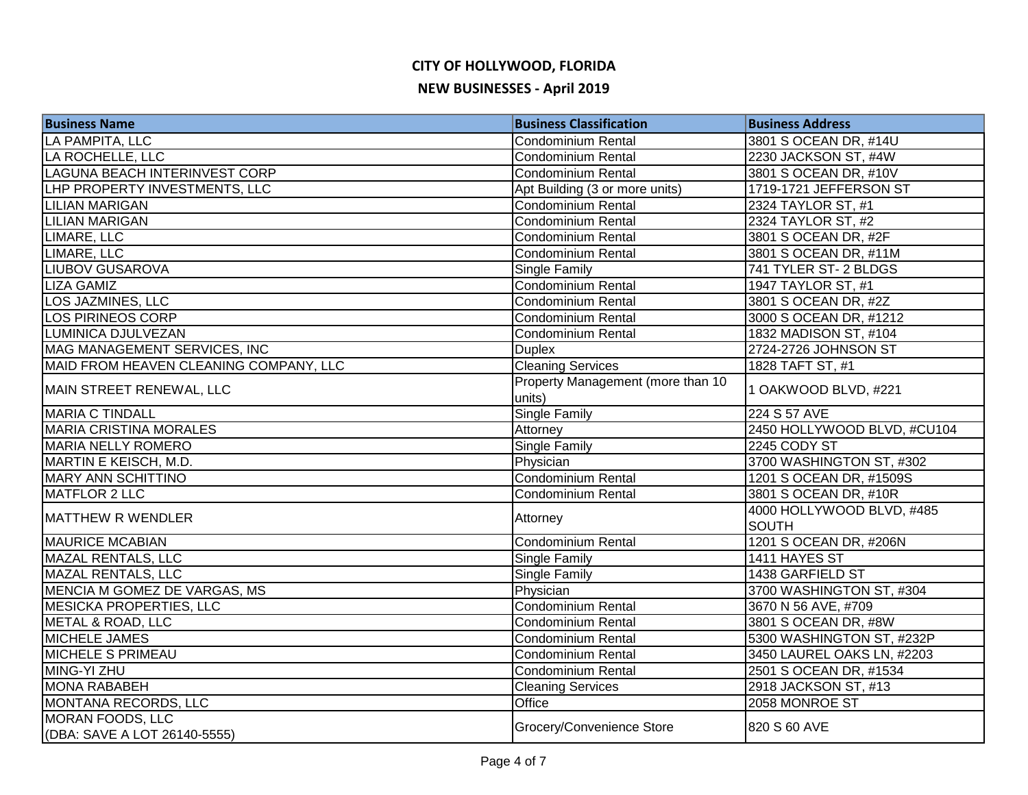# CITY OF HOLLYWOOD, FLORIDA

## NEW BUSINESSES - April 2019

| Business Name | Business Classification | Business Address |
|---|---|---|
| LA PAMPITA, LLC | Condominium Rental | 3801 S OCEAN DR, #14U |
| LA ROCHELLE, LLC | Condominium Rental | 2230 JACKSON ST, #4W |
| LAGUNA BEACH INTERINVEST CORP | Condominium Rental | 3801 S OCEAN DR, #10V |
| LHP PROPERTY INVESTMENTS, LLC | Apt Building (3 or more units) | 1719-1721 JEFFERSON ST |
| LILIAN MARIGAN | Condominium Rental | 2324 TAYLOR ST, #1 |
| LILIAN MARIGAN | Condominium Rental | 2324 TAYLOR ST, #2 |
| LIMARE, LLC | Condominium Rental | 3801 S OCEAN DR, #2F |
| LIMARE, LLC | Condominium Rental | 3801 S OCEAN DR, #11M |
| LIUBOV GUSAROVA | Single Family | 741 TYLER ST- 2 BLDGS |
| LIZA GAMIZ | Condominium Rental | 1947 TAYLOR ST, #1 |
| LOS JAZMINES, LLC | Condominium Rental | 3801 S OCEAN DR, #2Z |
| LOS PIRINEOS CORP | Condominium Rental | 3000 S OCEAN DR, #1212 |
| LUMINICA DJULVEZAN | Condominium Rental | 1832 MADISON ST, #104 |
| MAG MANAGEMENT SERVICES, INC | Duplex | 2724-2726 JOHNSON ST |
| MAID FROM HEAVEN CLEANING COMPANY, LLC | Cleaning Services | 1828 TAFT ST, #1 |
| MAIN STREET RENEWAL, LLC | Property Management (more than 10 units) | 1 OAKWOOD BLVD, #221 |
| MARIA C TINDALL | Single Family | 224 S 57 AVE |
| MARIA CRISTINA MORALES | Attorney | 2450 HOLLYWOOD BLVD, #CU104 |
| MARIA NELLY ROMERO | Single Family | 2245 CODY ST |
| MARTIN E KEISCH, M.D. | Physician | 3700 WASHINGTON ST, #302 |
| MARY ANN SCHITTINO | Condominium Rental | 1201 S OCEAN DR, #1509S |
| MATFLOR 2 LLC | Condominium Rental | 3801 S OCEAN DR, #10R |
| MATTHEW R WENDLER | Attorney | 4000 HOLLYWOOD BLVD, #485 SOUTH |
| MAURICE MCABIAN | Condominium Rental | 1201 S OCEAN DR, #206N |
| MAZAL RENTALS, LLC | Single Family | 1411 HAYES ST |
| MAZAL RENTALS, LLC | Single Family | 1438 GARFIELD ST |
| MENCIA M GOMEZ DE VARGAS, MS | Physician | 3700 WASHINGTON ST, #304 |
| MESICKA PROPERTIES, LLC | Condominium Rental | 3670 N 56 AVE, #709 |
| METAL & ROAD, LLC | Condominium Rental | 3801 S OCEAN DR, #8W |
| MICHELE JAMES | Condominium Rental | 5300 WASHINGTON ST, #232P |
| MICHELE S PRIMEAU | Condominium Rental | 3450 LAUREL OAKS LN, #2203 |
| MING-YI ZHU | Condominium Rental | 2501 S OCEAN DR, #1534 |
| MONA RABABEH | Cleaning Services | 2918 JACKSON ST, #13 |
| MONTANA RECORDS, LLC | Office | 2058 MONROE ST |
| MORAN FOODS, LLC (DBA: SAVE A LOT 26140-5555) | Grocery/Convenience Store | 820 S 60 AVE |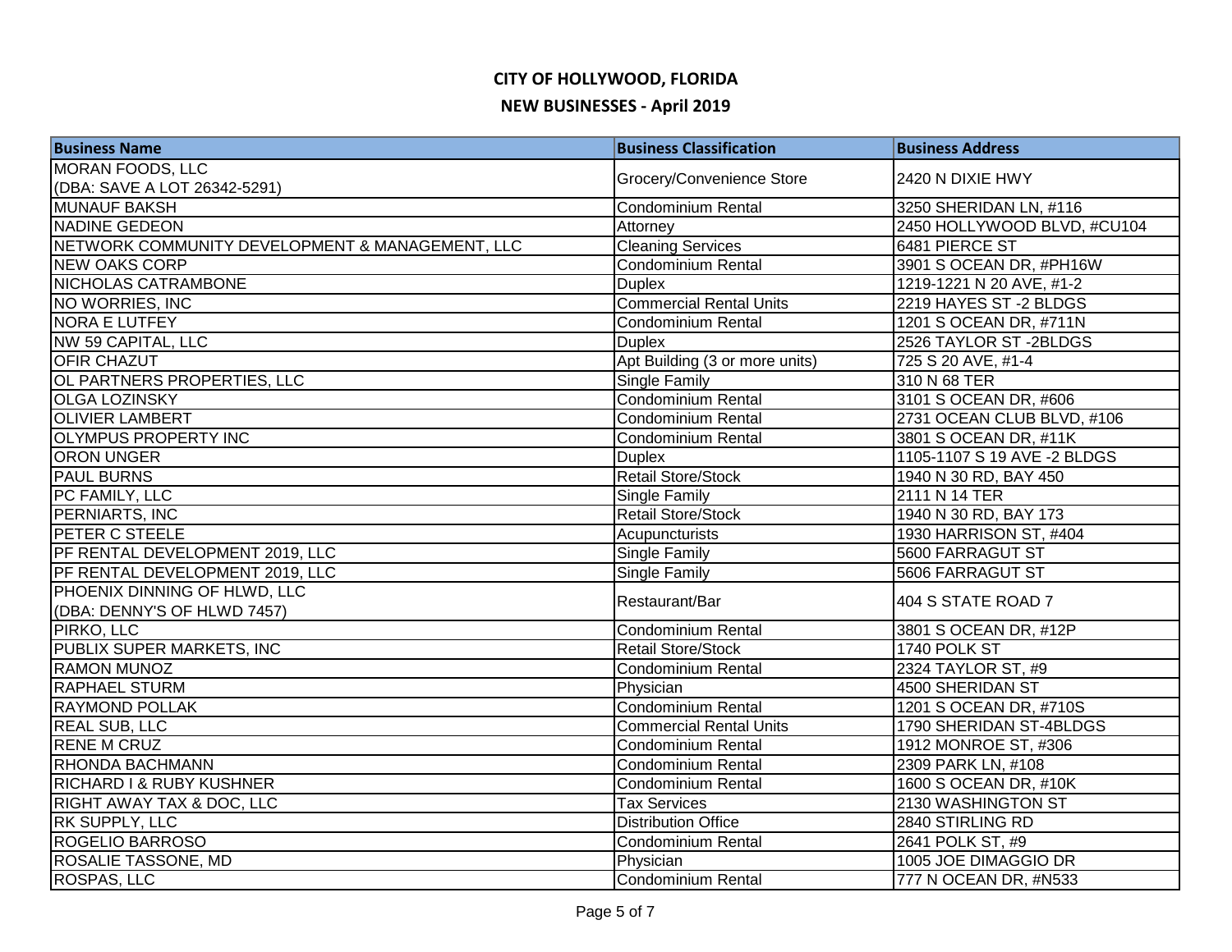# CITY OF HOLLYWOOD, FLORIDA

## NEW BUSINESSES - April 2019

| Business Name | Business Classification | Business Address |
|---|---|---|
| MORAN FOODS, LLC (DBA: SAVE A LOT 26342-5291) | Grocery/Convenience Store | 2420 N DIXIE HWY |
| MUNAUF BAKSH | Condominium Rental | 3250 SHERIDAN LN, #116 |
| NADINE GEDEON | Attorney | 2450 HOLLYWOOD BLVD, #CU104 |
| NETWORK COMMUNITY DEVELOPMENT & MANAGEMENT, LLC | Cleaning Services | 6481 PIERCE ST |
| NEW OAKS CORP | Condominium Rental | 3901 S OCEAN DR, #PH16W |
| NICHOLAS CATRAMBONE | Duplex | 1219-1221 N 20 AVE, #1-2 |
| NO WORRIES, INC | Commercial Rental Units | 2219 HAYES ST -2 BLDGS |
| NORA E LUTFEY | Condominium Rental | 1201 S OCEAN DR, #711N |
| NW 59 CAPITAL, LLC | Duplex | 2526 TAYLOR ST -2BLDGS |
| OFIR CHAZUT | Apt Building (3 or more units) | 725 S 20 AVE, #1-4 |
| OL PARTNERS PROPERTIES, LLC | Single Family | 310 N 68 TER |
| OLGA LOZINSKY | Condominium Rental | 3101 S OCEAN DR, #606 |
| OLIVIER LAMBERT | Condominium Rental | 2731 OCEAN CLUB BLVD, #106 |
| OLYMPUS PROPERTY INC | Condominium Rental | 3801 S OCEAN DR, #11K |
| ORON UNGER | Duplex | 1105-1107 S 19 AVE -2 BLDGS |
| PAUL BURNS | Retail Store/Stock | 1940 N 30 RD, BAY 450 |
| PC FAMILY, LLC | Single Family | 2111 N 14 TER |
| PERNIARTS, INC | Retail Store/Stock | 1940 N 30 RD, BAY 173 |
| PETER C STEELE | Acupuncturists | 1930 HARRISON ST, #404 |
| PF RENTAL DEVELOPMENT 2019, LLC | Single Family | 5600 FARRAGUT ST |
| PF RENTAL DEVELOPMENT 2019, LLC | Single Family | 5606 FARRAGUT ST |
| PHOENIX DINNING OF HLWD, LLC (DBA: DENNY'S OF HLWD 7457) | Restaurant/Bar | 404 S STATE ROAD 7 |
| PIRKO, LLC | Condominium Rental | 3801 S OCEAN DR, #12P |
| PUBLIX SUPER MARKETS, INC | Retail Store/Stock | 1740 POLK ST |
| RAMON MUNOZ | Condominium Rental | 2324 TAYLOR ST, #9 |
| RAPHAEL STURM | Physician | 4500 SHERIDAN ST |
| RAYMOND POLLAK | Condominium Rental | 1201 S OCEAN DR, #710S |
| REAL SUB, LLC | Commercial Rental Units | 1790 SHERIDAN ST-4BLDGS |
| RENE M CRUZ | Condominium Rental | 1912 MONROE ST, #306 |
| RHONDA BACHMANN | Condominium Rental | 2309 PARK LN, #108 |
| RICHARD I & RUBY KUSHNER | Condominium Rental | 1600 S OCEAN DR, #10K |
| RIGHT AWAY TAX & DOC, LLC | Tax Services | 2130 WASHINGTON ST |
| RK SUPPLY, LLC | Distribution Office | 2840 STIRLING RD |
| ROGELIO BARROSO | Condominium Rental | 2641 POLK ST, #9 |
| ROSALIE TASSONE, MD | Physician | 1005 JOE DIMAGGIO DR |
| ROSPAS, LLC | Condominium Rental | 777 N OCEAN DR, #N533 |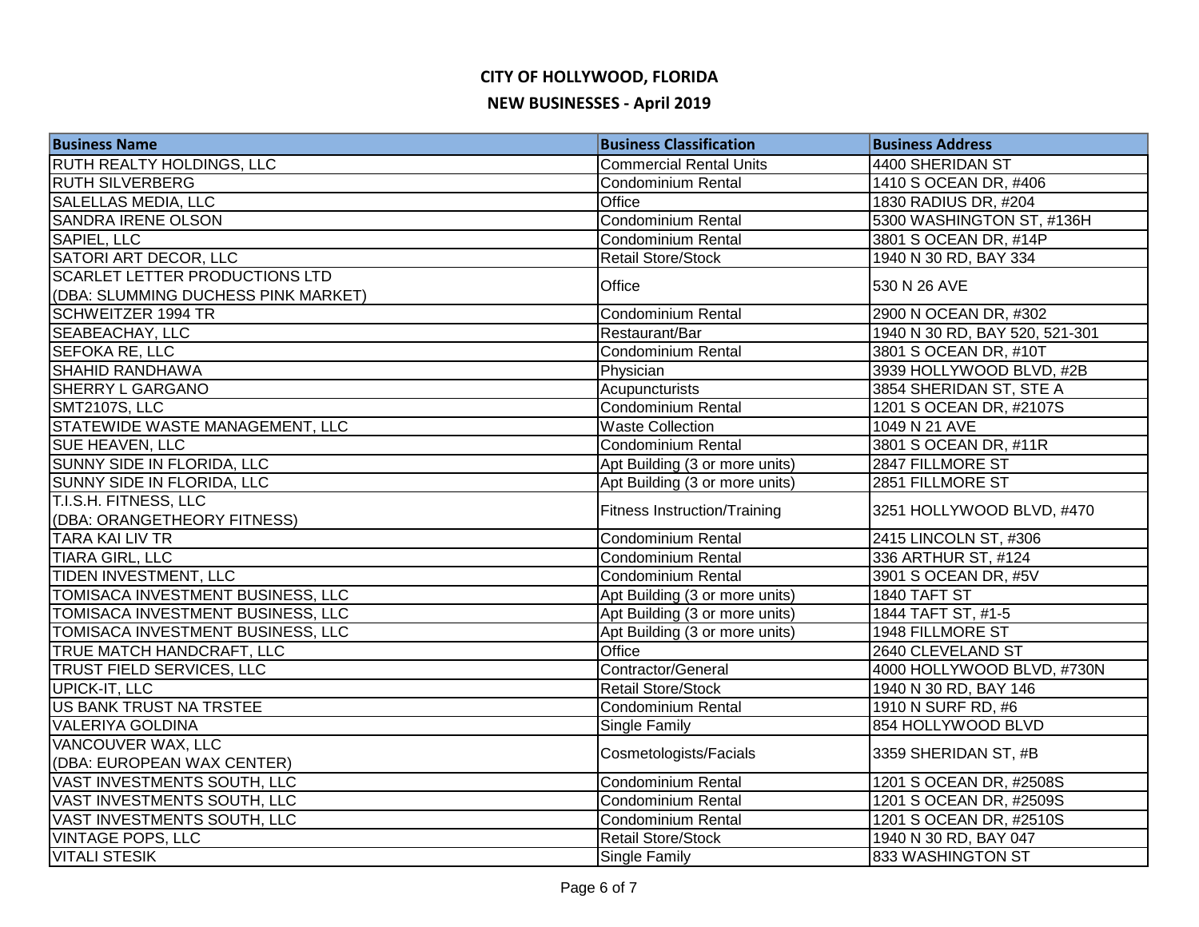# CITY OF HOLLYWOOD, FLORIDA

## NEW BUSINESSES - April 2019

| Business Name | Business Classification | Business Address |
|---|---|---|
| RUTH REALTY HOLDINGS, LLC | Commercial Rental Units | 4400 SHERIDAN ST |
| RUTH SILVERBERG | Condominium Rental | 1410 S OCEAN DR, #406 |
| SALELLAS MEDIA, LLC | Office | 1830 RADIUS DR, #204 |
| SANDRA IRENE OLSON | Condominium Rental | 5300 WASHINGTON ST, #136H |
| SAPIEL, LLC | Condominium Rental | 3801 S OCEAN DR, #14P |
| SATORI ART DECOR, LLC | Retail Store/Stock | 1940 N 30 RD, BAY 334 |
| SCARLET LETTER PRODUCTIONS LTD (DBA: SLUMMING DUCHESS PINK MARKET) | Office | 530 N 26 AVE |
| SCHWEITZER 1994 TR | Condominium Rental | 2900 N OCEAN DR, #302 |
| SEABEACHAY, LLC | Restaurant/Bar | 1940 N 30 RD, BAY 520, 521-301 |
| SEFOKA RE, LLC | Condominium Rental | 3801 S OCEAN DR, #10T |
| SHAHID RANDHAWA | Physician | 3939 HOLLYWOOD BLVD, #2B |
| SHERRY L GARGANO | Acupuncturists | 3854 SHERIDAN ST, STE A |
| SMT2107S, LLC | Condominium Rental | 1201 S OCEAN DR, #2107S |
| STATEWIDE WASTE MANAGEMENT, LLC | Waste Collection | 1049 N 21 AVE |
| SUE HEAVEN, LLC | Condominium Rental | 3801 S OCEAN DR, #11R |
| SUNNY SIDE IN FLORIDA, LLC | Apt Building (3 or more units) | 2847 FILLMORE ST |
| SUNNY SIDE IN FLORIDA, LLC | Apt Building (3 or more units) | 2851 FILLMORE ST |
| T.I.S.H. FITNESS, LLC (DBA: ORANGETHEORY FITNESS) | Fitness Instruction/Training | 3251 HOLLYWOOD BLVD, #470 |
| TARA KAI LIV TR | Condominium Rental | 2415 LINCOLN ST, #306 |
| TIARA GIRL, LLC | Condominium Rental | 336 ARTHUR ST, #124 |
| TIDEN INVESTMENT, LLC | Condominium Rental | 3901 S OCEAN DR, #5V |
| TOMISACA INVESTMENT BUSINESS, LLC | Apt Building (3 or more units) | 1840 TAFT ST |
| TOMISACA INVESTMENT BUSINESS, LLC | Apt Building (3 or more units) | 1844 TAFT ST, #1-5 |
| TOMISACA INVESTMENT BUSINESS, LLC | Apt Building (3 or more units) | 1948 FILLMORE ST |
| TRUE MATCH HANDCRAFT, LLC | Office | 2640 CLEVELAND ST |
| TRUST FIELD SERVICES, LLC | Contractor/General | 4000 HOLLYWOOD BLVD, #730N |
| UPICK-IT, LLC | Retail Store/Stock | 1940 N 30 RD, BAY 146 |
| US BANK TRUST NA TRSTEE | Condominium Rental | 1910 N SURF RD, #6 |
| VALERIYA GOLDINA | Single Family | 854 HOLLYWOOD BLVD |
| VANCOUVER WAX, LLC (DBA: EUROPEAN WAX CENTER) | Cosmetologists/Facials | 3359 SHERIDAN ST, #B |
| VAST INVESTMENTS SOUTH, LLC | Condominium Rental | 1201 S OCEAN DR, #2508S |
| VAST INVESTMENTS SOUTH, LLC | Condominium Rental | 1201 S OCEAN DR, #2509S |
| VAST INVESTMENTS SOUTH, LLC | Condominium Rental | 1201 S OCEAN DR, #2510S |
| VINTAGE POPS, LLC | Retail Store/Stock | 1940 N 30 RD, BAY 047 |
| VITALI STESIK | Single Family | 833 WASHINGTON ST |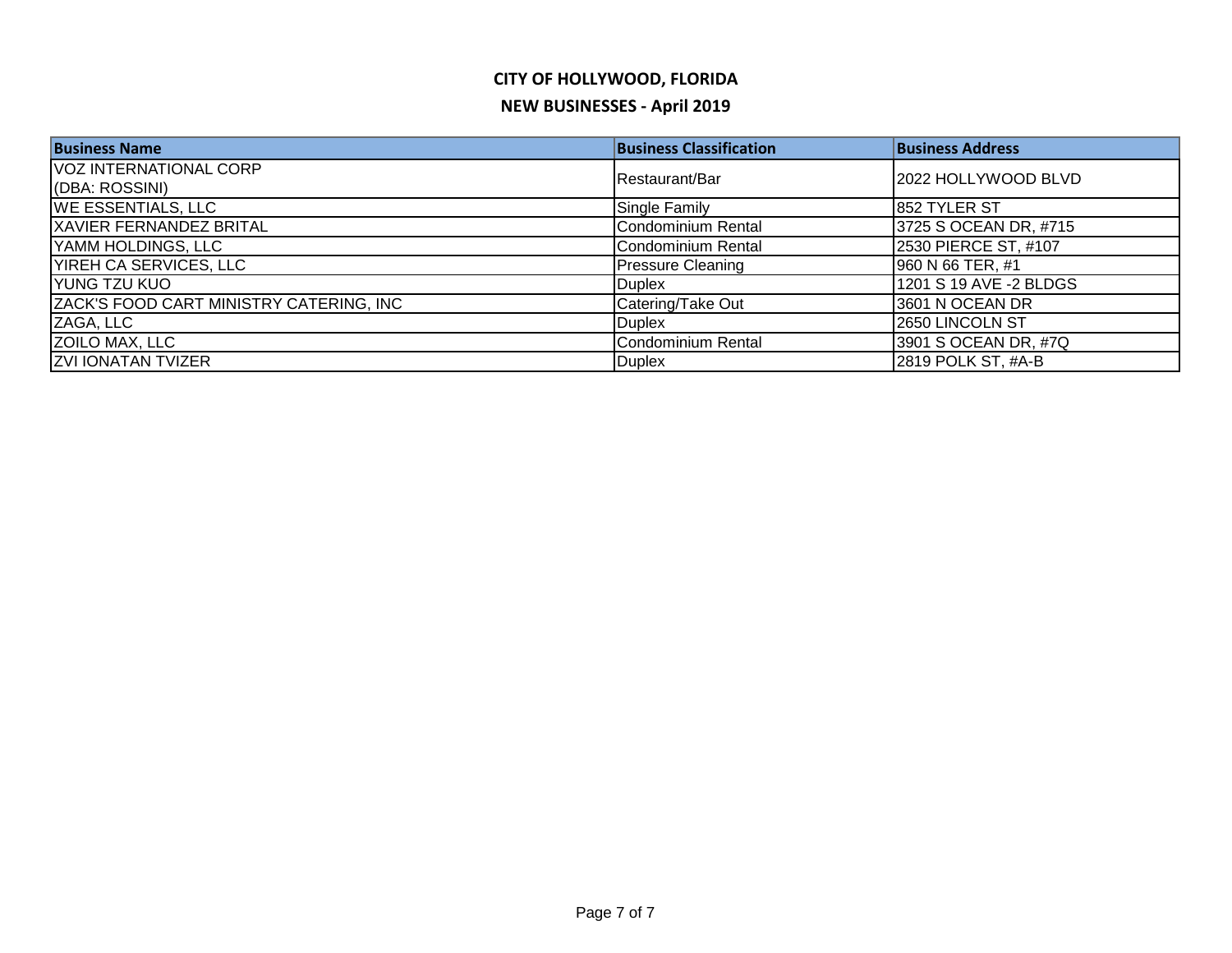# CITY OF HOLLYWOOD, FLORIDA

## NEW BUSINESSES - April 2019

| Business Name | Business Classification | Business Address |
|---|---|---|
| VOZ INTERNATIONAL CORP (DBA: ROSSINI) | Restaurant/Bar | 2022 HOLLYWOOD BLVD |
| WE ESSENTIALS, LLC | Single Family | 852 TYLER ST |
| XAVIER FERNANDEZ BRITAL | Condominium Rental | 3725 S OCEAN DR, #715 |
| YAMM HOLDINGS, LLC | Condominium Rental | 2530 PIERCE ST, #107 |
| YIREH CA SERVICES, LLC | Pressure Cleaning | 960 N 66 TER, #1 |
| YUNG TZU KUO | Duplex | 1201 S 19 AVE -2 BLDGS |
| ZACK'S FOOD CART MINISTRY CATERING, INC | Catering/Take Out | 3601 N OCEAN DR |
| ZAGA, LLC | Duplex | 2650 LINCOLN ST |
| ZOILO MAX, LLC | Condominium Rental | 3901 S OCEAN DR, #7Q |
| ZVI IONATAN TVIZER | Duplex | 2819 POLK ST, #A-B |